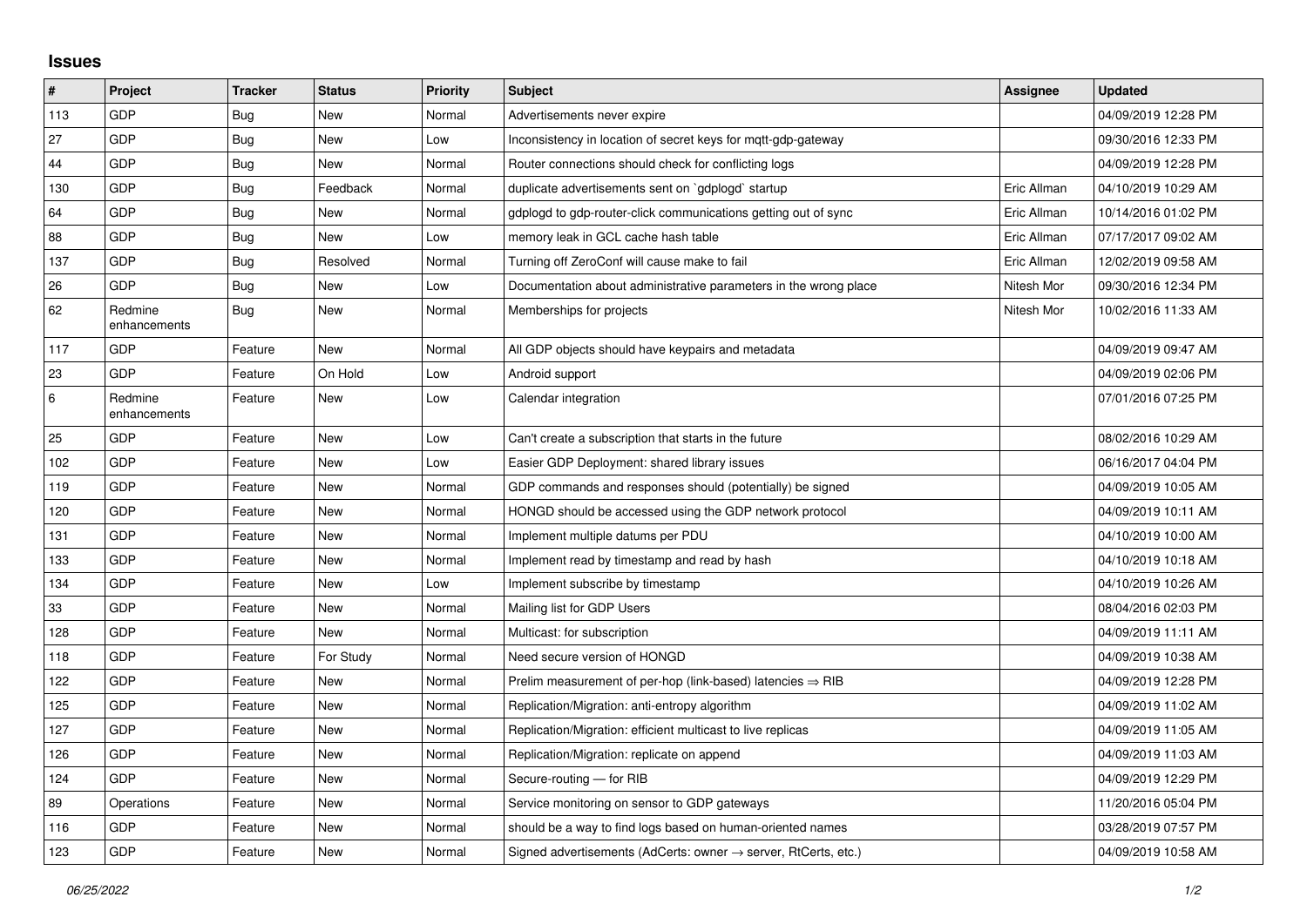## Issues

| # | Project | Tracker | Status | Priority | Subject | Assignee | Updated |
|---|---|---|---|---|---|---|---|
| 113 | GDP | Bug | New | Normal | Advertisements never expire | | 04/09/2019 12:28 PM |
| 27 | GDP | Bug | New | Low | Inconsistency in location of secret keys for mqtt-gdp-gateway | | 09/30/2016 12:33 PM |
| 44 | GDP | Bug | New | Normal | Router connections should check for conflicting logs | | 04/09/2019 12:28 PM |
| 130 | GDP | Bug | Feedback | Normal | duplicate advertisements sent on `gdplogd` startup | Eric Allman | 04/10/2019 10:29 AM |
| 64 | GDP | Bug | New | Normal | gdplogd to gdp-router-click communications getting out of sync | Eric Allman | 10/14/2016 01:02 PM |
| 88 | GDP | Bug | New | Low | memory leak in GCL cache hash table | Eric Allman | 07/17/2017 09:02 AM |
| 137 | GDP | Bug | Resolved | Normal | Turning off ZeroConf will cause make to fail | Eric Allman | 12/02/2019 09:58 AM |
| 26 | GDP | Bug | New | Low | Documentation about administrative parameters in the wrong place | Nitesh Mor | 09/30/2016 12:34 PM |
| 62 | Redmine enhancements | Bug | New | Normal | Memberships for projects | Nitesh Mor | 10/02/2016 11:33 AM |
| 117 | GDP | Feature | New | Normal | All GDP objects should have keypairs and metadata | | 04/09/2019 09:47 AM |
| 23 | GDP | Feature | On Hold | Low | Android support | | 04/09/2019 02:06 PM |
| 6 | Redmine enhancements | Feature | New | Low | Calendar integration | | 07/01/2016 07:25 PM |
| 25 | GDP | Feature | New | Low | Can't create a subscription that starts in the future | | 08/02/2016 10:29 AM |
| 102 | GDP | Feature | New | Low | Easier GDP Deployment: shared library issues | | 06/16/2017 04:04 PM |
| 119 | GDP | Feature | New | Normal | GDP commands and responses should (potentially) be signed | | 04/09/2019 10:05 AM |
| 120 | GDP | Feature | New | Normal | HONGD should be accessed using the GDP network protocol | | 04/09/2019 10:11 AM |
| 131 | GDP | Feature | New | Normal | Implement multiple datums per PDU | | 04/10/2019 10:00 AM |
| 133 | GDP | Feature | New | Normal | Implement read by timestamp and read by hash | | 04/10/2019 10:18 AM |
| 134 | GDP | Feature | New | Low | Implement subscribe by timestamp | | 04/10/2019 10:26 AM |
| 33 | GDP | Feature | New | Normal | Mailing list for GDP Users | | 08/04/2016 02:03 PM |
| 128 | GDP | Feature | New | Normal | Multicast: for subscription | | 04/09/2019 11:11 AM |
| 118 | GDP | Feature | For Study | Normal | Need secure version of HONGD | | 04/09/2019 10:38 AM |
| 122 | GDP | Feature | New | Normal | Prelim measurement of per-hop (link-based) latencies ⇒ RIB | | 04/09/2019 12:28 PM |
| 125 | GDP | Feature | New | Normal | Replication/Migration: anti-entropy algorithm | | 04/09/2019 11:02 AM |
| 127 | GDP | Feature | New | Normal | Replication/Migration: efficient multicast to live replicas | | 04/09/2019 11:05 AM |
| 126 | GDP | Feature | New | Normal | Replication/Migration: replicate on append | | 04/09/2019 11:03 AM |
| 124 | GDP | Feature | New | Normal | Secure-routing — for RIB | | 04/09/2019 12:29 PM |
| 89 | Operations | Feature | New | Normal | Service monitoring on sensor to GDP gateways | | 11/20/2016 05:04 PM |
| 116 | GDP | Feature | New | Normal | should be a way to find logs based on human-oriented names | | 03/28/2019 07:57 PM |
| 123 | GDP | Feature | New | Normal | Signed advertisements (AdCerts: owner → server, RtCerts, etc.) | | 04/09/2019 10:58 AM |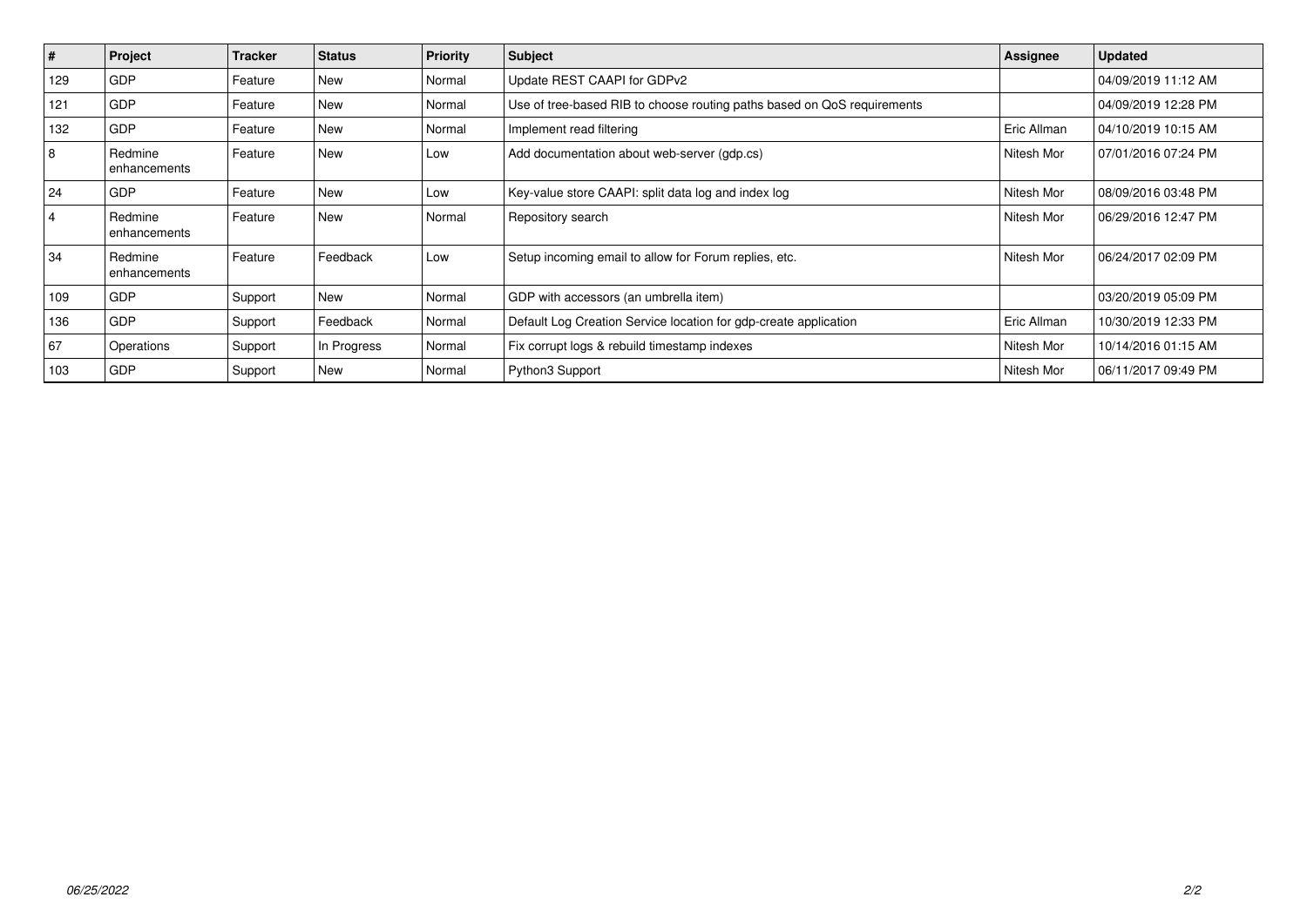| # | Project | Tracker | Status | Priority | Subject | Assignee | Updated |
|---|---|---|---|---|---|---|---|
| 129 | GDP | Feature | New | Normal | Update REST CAAPI for GDPv2 | | 04/09/2019 11:12 AM |
| 121 | GDP | Feature | New | Normal | Use of tree-based RIB to choose routing paths based on QoS requirements | | 04/09/2019 12:28 PM |
| 132 | GDP | Feature | New | Normal | Implement read filtering | Eric Allman | 04/10/2019 10:15 AM |
| 8 | Redmine enhancements | Feature | New | Low | Add documentation about web-server (gdp.cs) | Nitesh Mor | 07/01/2016 07:24 PM |
| 24 | GDP | Feature | New | Low | Key-value store CAAPI: split data log and index log | Nitesh Mor | 08/09/2016 03:48 PM |
| 4 | Redmine enhancements | Feature | New | Normal | Repository search | Nitesh Mor | 06/29/2016 12:47 PM |
| 34 | Redmine enhancements | Feature | Feedback | Low | Setup incoming email to allow for Forum replies, etc. | Nitesh Mor | 06/24/2017 02:09 PM |
| 109 | GDP | Support | New | Normal | GDP with accessors (an umbrella item) | | 03/20/2019 05:09 PM |
| 136 | GDP | Support | Feedback | Normal | Default Log Creation Service location for gdp-create application | Eric Allman | 10/30/2019 12:33 PM |
| 67 | Operations | Support | In Progress | Normal | Fix corrupt logs & rebuild timestamp indexes | Nitesh Mor | 10/14/2016 01:15 AM |
| 103 | GDP | Support | New | Normal | Python3 Support | Nitesh Mor | 06/11/2017 09:49 PM |